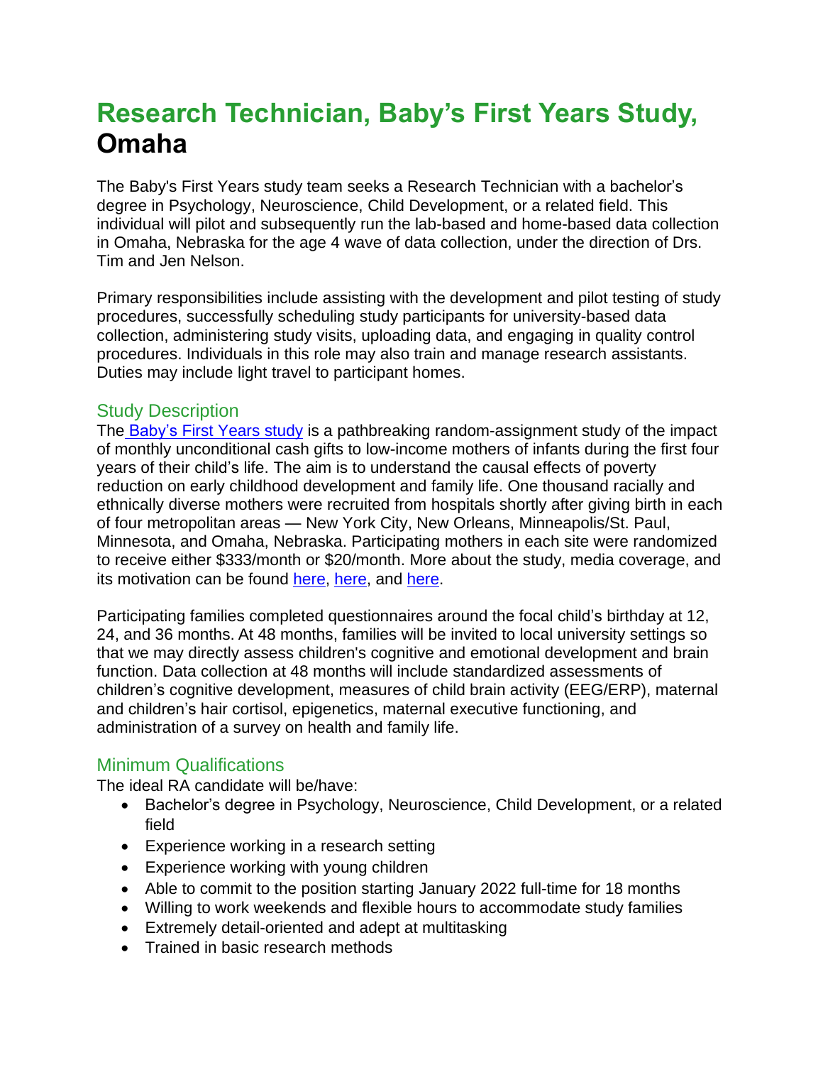# Research Technician, Baby's First Years Study, Omaha

The Baby's First Years study team seeks a Research Technician with a bachelor's degree in Psychology, Neuroscience, Child Development, or a related field. This individual will pilot and subsequently run the lab-based and home-based data collection in Omaha, Nebraska for the age 4 wave of data collection, under the direction of Drs. Tim and Jen Nelson.

Primary responsibilities include assisting with the development and pilot testing of study procedures, successfully scheduling study participants for university-based data collection, administering study visits, uploading data, and engaging in quality control procedures. Individuals in this role may also train and manage research assistants. Duties may include light travel to participant homes.

## Study Description

The Baby's First Years study is a pathbreaking random-assignment study of the impact of monthly unconditional cash gifts to low-income mothers of infants during the first four years of their child's life. The aim is to understand the causal effects of poverty reduction on early childhood development and family life. One thousand racially and ethnically diverse mothers were recruited from hospitals shortly after giving birth in each of four metropolitan areas — New York City, New Orleans, Minneapolis/St. Paul, Minnesota, and Omaha, Nebraska. Participating mothers in each site were randomized to receive either $333/month or $20/month. More about the study, media coverage, and its motivation can be found here, here, and here.

Participating families completed questionnaires around the focal child's birthday at 12, 24, and 36 months. At 48 months, families will be invited to local university settings so that we may directly assess children's cognitive and emotional development and brain function. Data collection at 48 months will include standardized assessments of children's cognitive development, measures of child brain activity (EEG/ERP), maternal and children's hair cortisol, epigenetics, maternal executive functioning, and administration of a survey on health and family life.

## Minimum Qualifications

The ideal RA candidate will be/have:

- Bachelor's degree in Psychology, Neuroscience, Child Development, or a related field
- Experience working in a research setting
- Experience working with young children
- Able to commit to the position starting January 2022 full-time for 18 months
- Willing to work weekends and flexible hours to accommodate study families
- Extremely detail-oriented and adept at multitasking
- Trained in basic research methods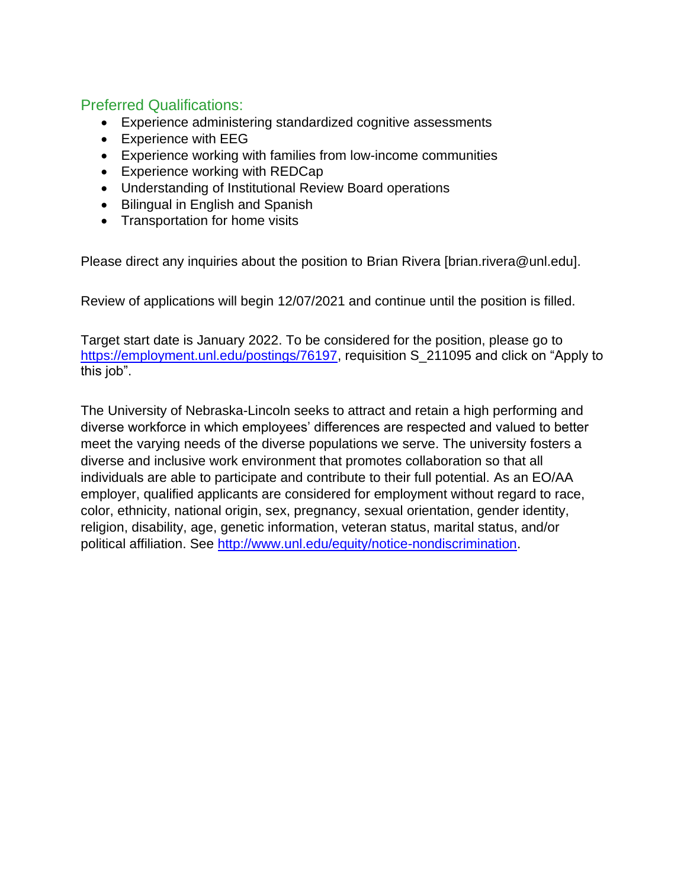## Preferred Qualifications:

- Experience administering standardized cognitive assessments
- Experience with EEG
- Experience working with families from low-income communities
- Experience working with REDCap
- Understanding of Institutional Review Board operations
- Bilingual in English and Spanish
- Transportation for home visits

Please direct any inquiries about the position to Brian Rivera [brian.rivera@unl.edu].

Review of applications will begin 12/07/2021 and continue until the position is filled.

Target start date is January 2022. To be considered for the position, please go to [https://employment.unl.edu/postings/76197](https://employment.unl.edu/postings/76197), requisition S_211095 and click on "Apply to this job".

The University of Nebraska-Lincoln seeks to attract and retain a high performing and diverse workforce in which employees' differences are respected and valued to better meet the varying needs of the diverse populations we serve. The university fosters a diverse and inclusive work environment that promotes collaboration so that all individuals are able to participate and contribute to their full potential. As an EO/AA employer, qualified applicants are considered for employment without regard to race, color, ethnicity, national origin, sex, pregnancy, sexual orientation, gender identity, religion, disability, age, genetic information, veteran status, marital status, and/or political affiliation. See [http://www.unl.edu/equity/notice-nondiscrimination](http://www.unl.edu/equity/notice-nondiscrimination).